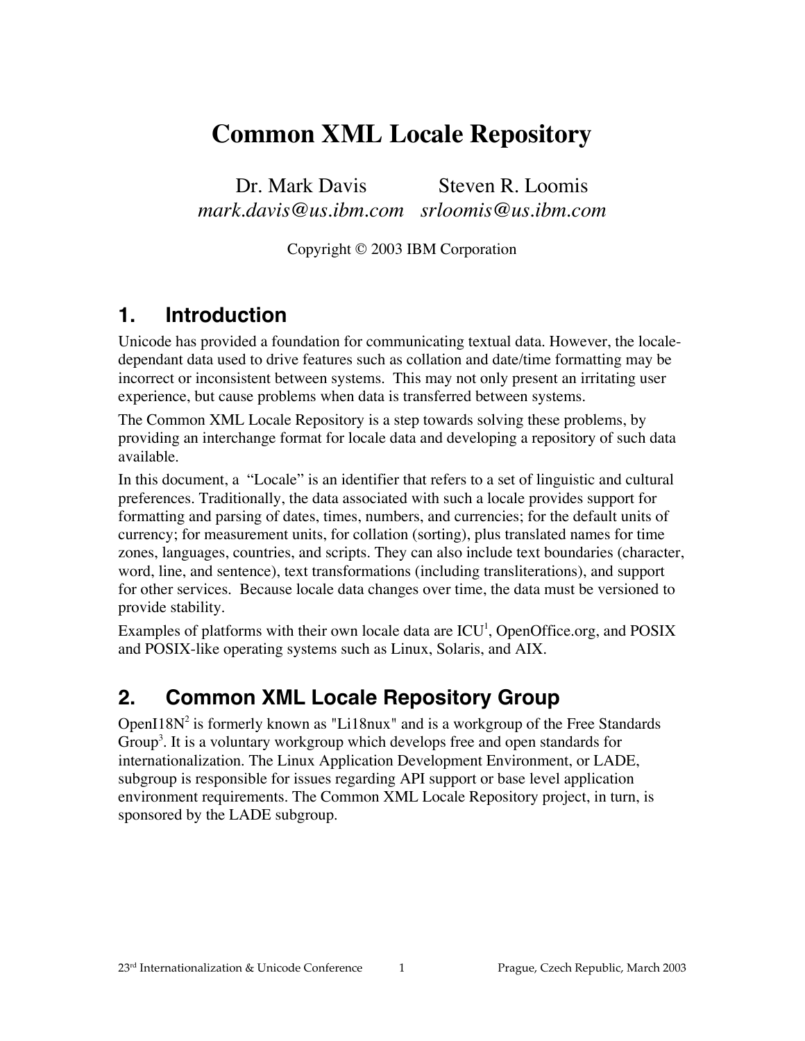# Common XML Locale Repository

Dr. Mark Davis Steven R. Loomis
*mark.davis@us.ibm.com* *srloomis@us.ibm.com*

Copyright © 2003 IBM Corporation

## 1. Introduction

Unicode has provided a foundation for communicating textual data. However, the locale-dependant data used to drive features such as collation and date/time formatting may be incorrect or inconsistent between systems. This may not only present an irritating user experience, but cause problems when data is transferred between systems.

The Common XML Locale Repository is a step towards solving these problems, by providing an interchange format for locale data and developing a repository of such data available.

In this document, a "Locale" is an identifier that refers to a set of linguistic and cultural preferences. Traditionally, the data associated with such a locale provides support for formatting and parsing of dates, times, numbers, and currencies; for the default units of currency; for measurement units, for collation (sorting), plus translated names for time zones, languages, countries, and scripts. They can also include text boundaries (character, word, line, and sentence), text transformations (including transliterations), and support for other services. Because locale data changes over time, the data must be versioned to provide stability.

Examples of platforms with their own locale data are ICU[1], OpenOffice.org, and POSIX and POSIX-like operating systems such as Linux, Solaris, and AIX.

## 2. Common XML Locale Repository Group

OpenI18N[2] is formerly known as "Li18nux" and is a workgroup of the Free Standards Group[3]. It is a voluntary workgroup which develops free and open standards for internationalization. The Linux Application Development Environment, or LADE, subgroup is responsible for issues regarding API support or base level application environment requirements. The Common XML Locale Repository project, in turn, is sponsored by the LADE subgroup.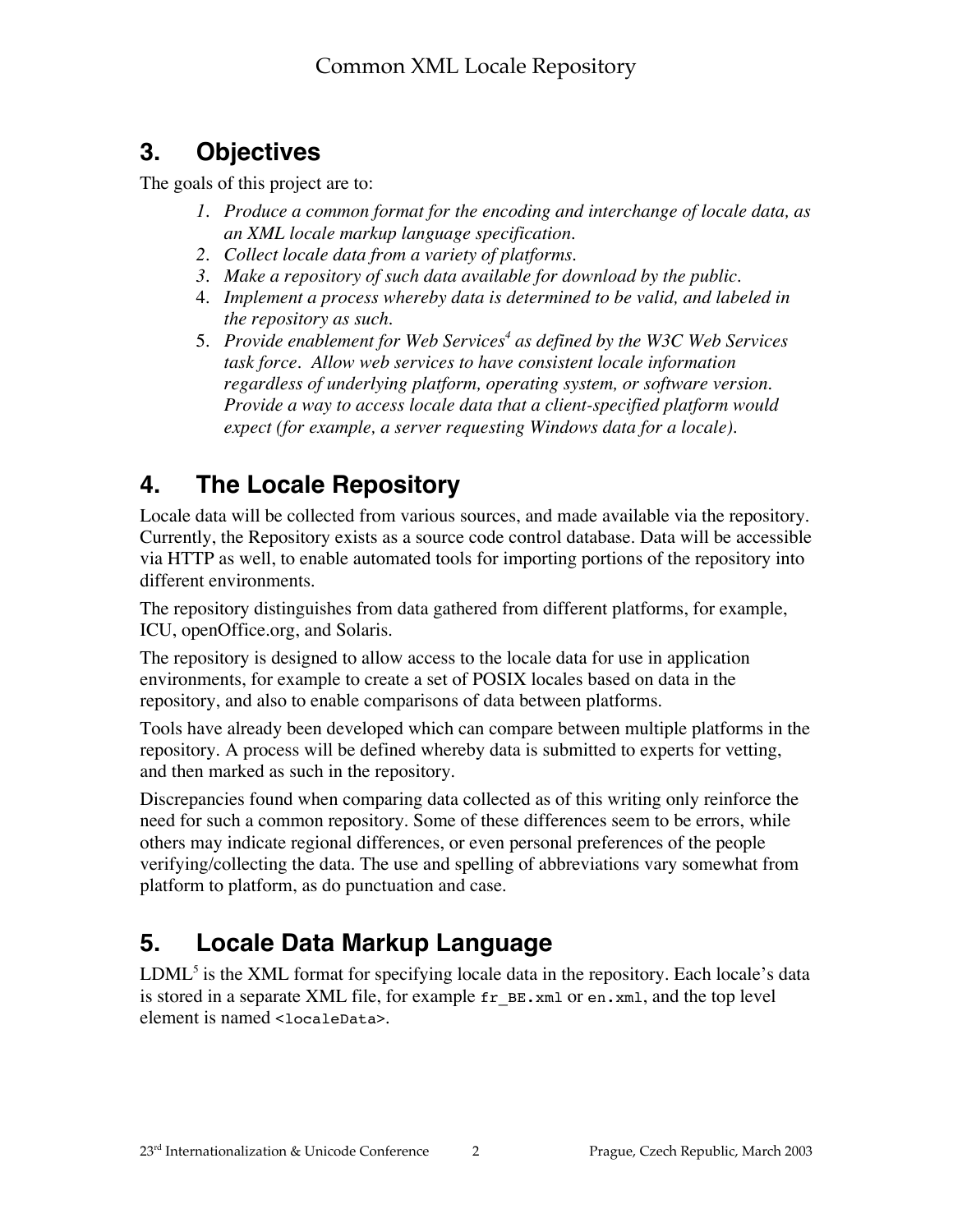## 3. Objectives

The goals of this project are to:

1. *Produce a common format for the encoding and interchange of locale data, as an XML locale markup language specification.*
2. *Collect locale data from a variety of platforms.*
3. *Make a repository of such data available for download by the public.*
4. *Implement a process whereby data is determined to be valid, and labeled in the repository as such.*
5. *Provide enablement for Web Services[4] as defined by the W3C Web Services task force. Allow web services to have consistent locale information regardless of underlying platform, operating system, or software version. Provide a way to access locale data that a client-specified platform would expect (for example, a server requesting Windows data for a locale).*

## 4. The Locale Repository

Locale data will be collected from various sources, and made available via the repository. Currently, the Repository exists as a source code control database. Data will be accessible via HTTP as well, to enable automated tools for importing portions of the repository into different environments.

The repository distinguishes from data gathered from different platforms, for example, ICU, openOffice.org, and Solaris.

The repository is designed to allow access to the locale data for use in application environments, for example to create a set of POSIX locales based on data in the repository, and also to enable comparisons of data between platforms.

Tools have already been developed which can compare between multiple platforms in the repository. A process will be defined whereby data is submitted to experts for vetting, and then marked as such in the repository.

Discrepancies found when comparing data collected as of this writing only reinforce the need for such a common repository. Some of these differences seem to be errors, while others may indicate regional differences, or even personal preferences of the people verifying/collecting the data. The use and spelling of abbreviations vary somewhat from platform to platform, as do punctuation and case.

## 5. Locale Data Markup Language

LDML[5] is the XML format for specifying locale data in the repository. Each locale's data is stored in a separate XML file, for example `fr_BE.xml` or `en.xml`, and the top level element is named `<localeData>`.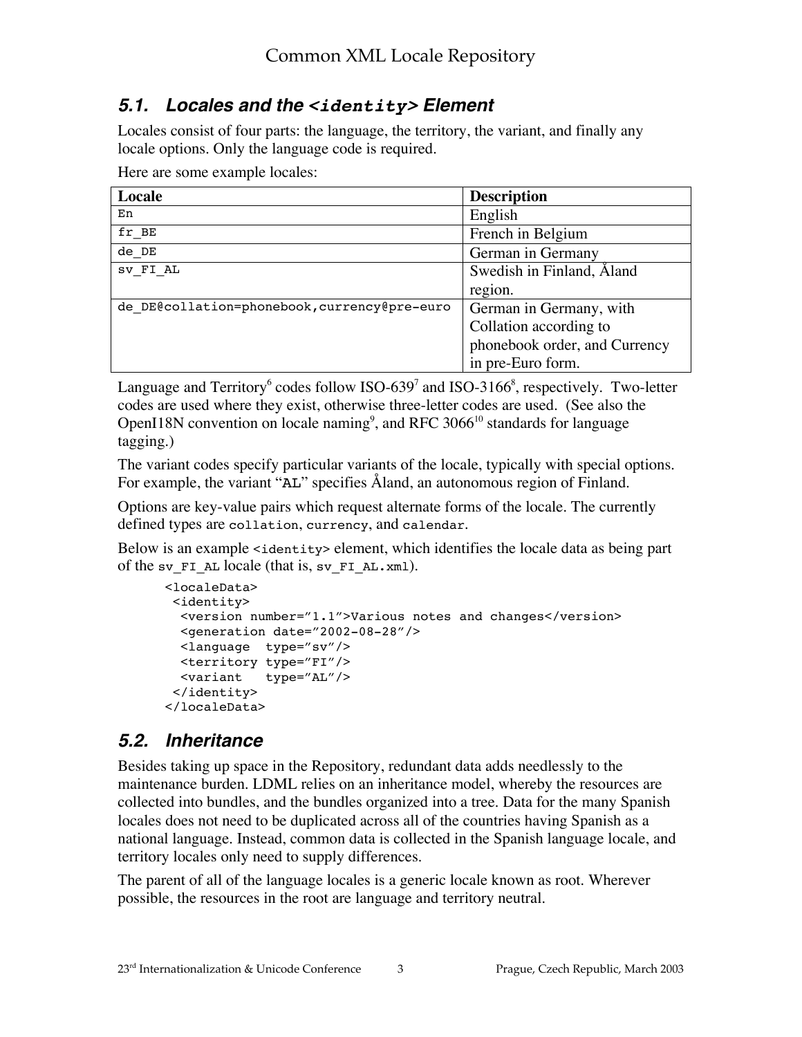## 5.1. Locales and the `<identity>` Element

Locales consist of four parts: the language, the territory, the variant, and finally any locale options. Only the language code is required.

Here are some example locales:

| Locale | Description |
|---|---|
| `En` | English |
| `fr_BE` | French in Belgium |
| `de_DE` | German in Germany |
| `sv_FI_AL` | Swedish in Finland, Åland region. |
| `de_DE@collation=phonebook,currency@pre-euro` | German in Germany, with Collation according to phonebook order, and Currency in pre-Euro form. |

Language and Territory[6] codes follow ISO-639[7] and ISO-3166[8], respectively. Two-letter codes are used where they exist, otherwise three-letter codes are used. (See also the OpenI18N convention on locale naming[9], and RFC 3066[10] standards for language tagging.)

The variant codes specify particular variants of the locale, typically with special options. For example, the variant "`AL`" specifies Åland, an autonomous region of Finland.

Options are key-value pairs which request alternate forms of the locale. The currently defined types are `collation`, `currency`, and `calendar`.

Below is an example `<identity>` element, which identifies the locale data as being part of the `sv_FI_AL` locale (that is, `sv_FI_AL.xml`).

```
<localeData>
 <identity>
  <version number="1.1">Various notes and changes</version>
  <generation date="2002-08-28"/>
  <language  type="sv"/>
  <territory type="FI"/>
  <variant   type="AL"/>
 </identity>
</localeData>
```

## 5.2. Inheritance

Besides taking up space in the Repository, redundant data adds needlessly to the maintenance burden. LDML relies on an inheritance model, whereby the resources are collected into bundles, and the bundles organized into a tree. Data for the many Spanish locales does not need to be duplicated across all of the countries having Spanish as a national language. Instead, common data is collected in the Spanish language locale, and territory locales only need to supply differences.

The parent of all of the language locales is a generic locale known as root. Wherever possible, the resources in the root are language and territory neutral.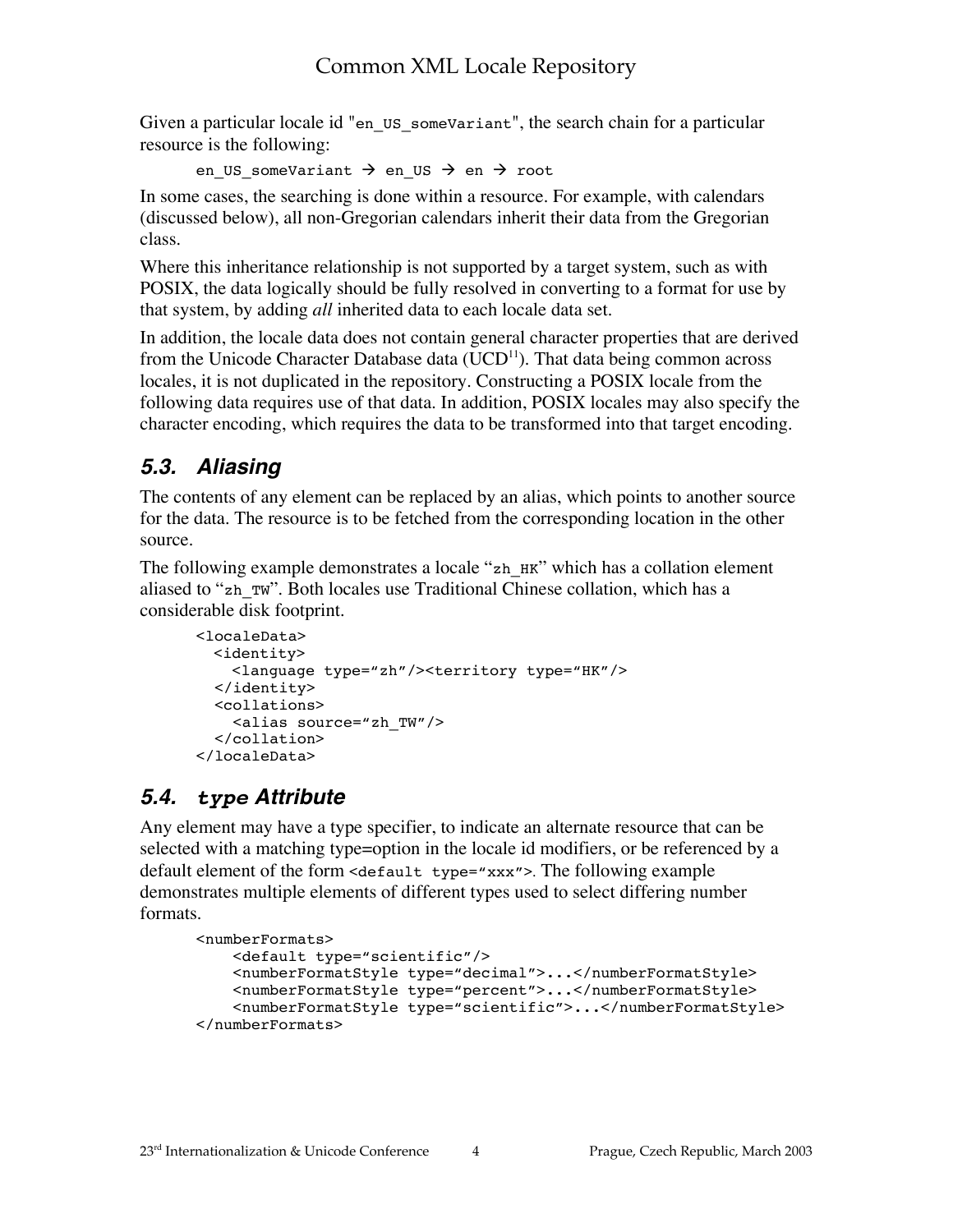Given a particular locale id "`en_US_someVariant`", the search chain for a particular resource is the following:

```
en_US_someVariant → en_US → en → root
```

In some cases, the searching is done within a resource. For example, with calendars (discussed below), all non-Gregorian calendars inherit their data from the Gregorian class.

Where this inheritance relationship is not supported by a target system, such as with POSIX, the data logically should be fully resolved in converting to a format for use by that system, by adding *all* inherited data to each locale data set.

In addition, the locale data does not contain general character properties that are derived from the Unicode Character Database data (UCD[11]). That data being common across locales, it is not duplicated in the repository. Constructing a POSIX locale from the following data requires use of that data. In addition, POSIX locales may also specify the character encoding, which requires the data to be transformed into that target encoding.

## 5.3. Aliasing

The contents of any element can be replaced by an alias, which points to another source for the data. The resource is to be fetched from the corresponding location in the other source.

The following example demonstrates a locale "`zh_HK`" which has a collation element aliased to "`zh_TW`". Both locales use Traditional Chinese collation, which has a considerable disk footprint.

```
<localeData>
  <identity>
    <language type="zh"/><territory type="HK"/>
  </identity>
  <collations>
    <alias source="zh_TW"/>
  </collation>
</localeData>
```

## 5.4. `type` Attribute

Any element may have a type specifier, to indicate an alternate resource that can be selected with a matching type=option in the locale id modifiers, or be referenced by a default element of the form `<default type="xxx">`. The following example demonstrates multiple elements of different types used to select differing number formats.

```
<numberFormats>
    <default type="scientific"/>
    <numberFormatStyle type="decimal">...</numberFormatStyle>
    <numberFormatStyle type="percent">...</numberFormatStyle>
    <numberFormatStyle type="scientific">...</numberFormatStyle>
</numberFormats>
```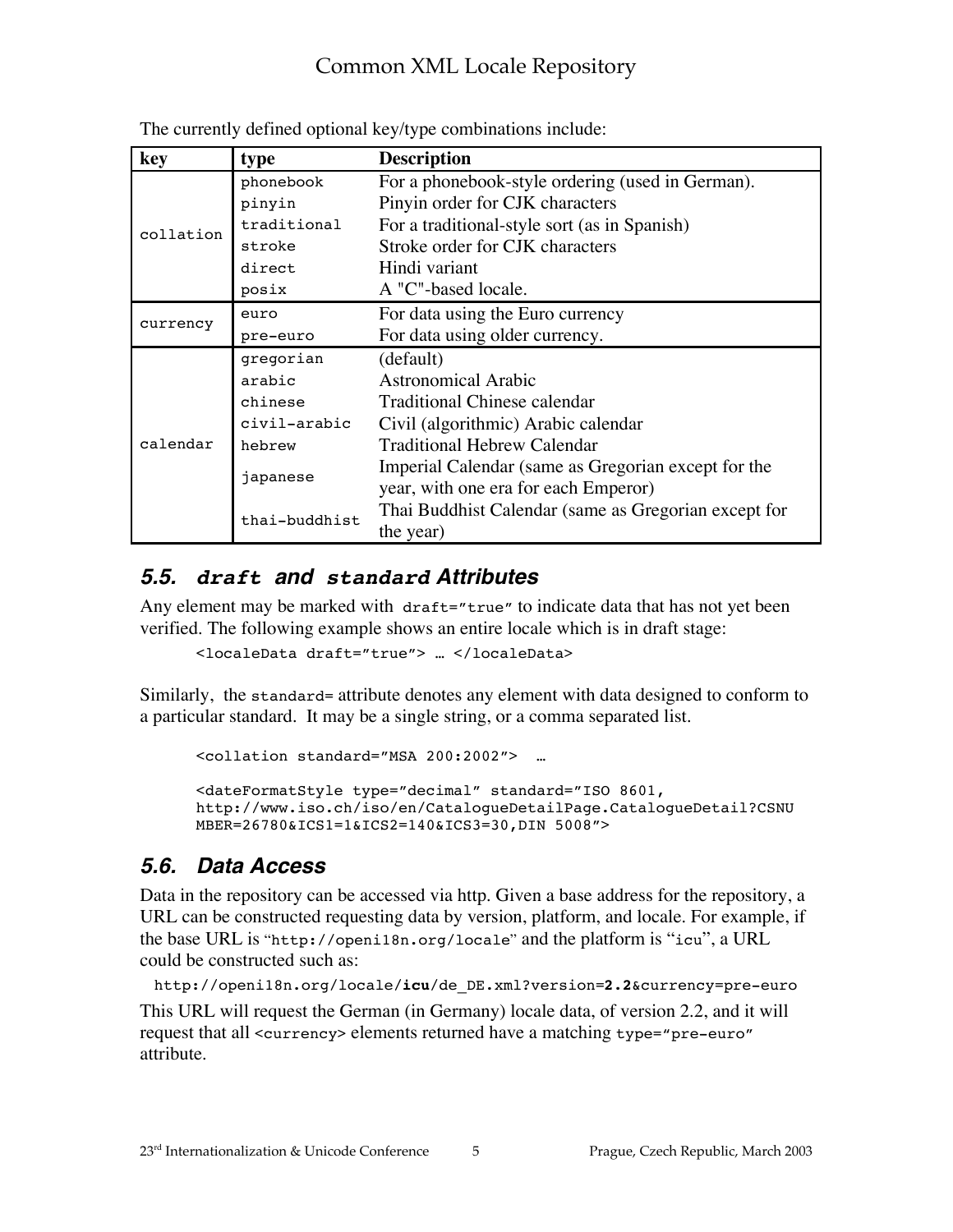The currently defined optional key/type combinations include:

| key | type | Description |
| --- | --- | --- |
| collation | phonebook | For a phonebook-style ordering (used in German). |
| | pinyin | Pinyin order for CJK characters |
| | traditional | For a traditional-style sort (as in Spanish) |
| | stroke | Stroke order for CJK characters |
| | direct | Hindi variant |
| | posix | A "C"-based locale. |
| currency | euro | For data using the Euro currency |
| | pre-euro | For data using older currency. |
| calendar | gregorian | (default) |
| | arabic | Astronomical Arabic |
| | chinese | Traditional Chinese calendar |
| | civil-arabic | Civil (algorithmic) Arabic calendar |
| | hebrew | Traditional Hebrew Calendar |
| | japanese | Imperial Calendar (same as Gregorian except for the year, with one era for each Emperor) |
| | thai-buddhist | Thai Buddhist Calendar (same as Gregorian except for the year) |

## 5.5. `draft` and `standard` Attributes

Any element may be marked with `draft="true"` to indicate data that has not yet been verified. The following example shows an entire locale which is in draft stage:

```
<localeData draft="true"> … </localeData>
```

Similarly, the `standard=` attribute denotes any element with data designed to conform to a particular standard. It may be a single string, or a comma separated list.

```
<collation standard="MSA 200:2002">  …

<dateFormatStyle type="decimal" standard="ISO 8601,
http://www.iso.ch/iso/en/CatalogueDetailPage.CatalogueDetail?CSNU
MBER=26780&ICS1=1&ICS2=140&ICS3=30,DIN 5008">
```

## 5.6. Data Access

Data in the repository can be accessed via http. Given a base address for the repository, a URL can be constructed requesting data by version, platform, and locale. For example, if the base URL is "`http://openi18n.org/locale`" and the platform is "`icu`", a URL could be constructed such as:

`http://openi18n.org/locale/`**`icu`**`/de_DE.xml?version=`**`2.2`**`&currency=pre-euro`

This URL will request the German (in Germany) locale data, of version 2.2, and it will request that all `<currency>` elements returned have a matching `type="pre-euro"` attribute.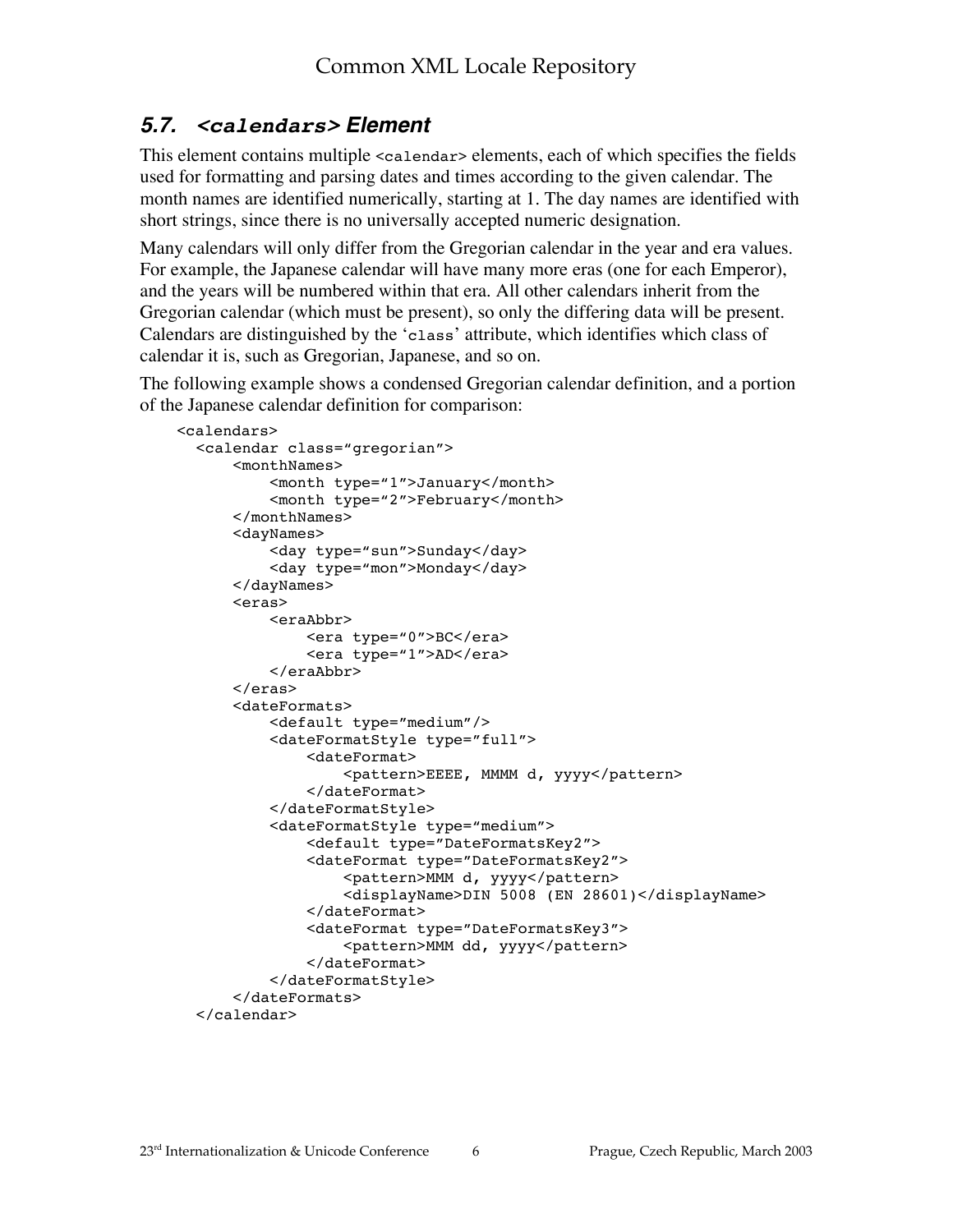## 5.7. `<calendars>` Element

This element contains multiple `<calendar>` elements, each of which specifies the fields used for formatting and parsing dates and times according to the given calendar. The month names are identified numerically, starting at 1. The day names are identified with short strings, since there is no universally accepted numeric designation.

Many calendars will only differ from the Gregorian calendar in the year and era values. For example, the Japanese calendar will have many more eras (one for each Emperor), and the years will be numbered within that era. All other calendars inherit from the Gregorian calendar (which must be present), so only the differing data will be present. Calendars are distinguished by the '`class`' attribute, which identifies which class of calendar it is, such as Gregorian, Japanese, and so on.

The following example shows a condensed Gregorian calendar definition, and a portion of the Japanese calendar definition for comparison:

```
<calendars>
  <calendar class="gregorian">
      <monthNames>
          <month type="1">January</month>
          <month type="2">February</month>
      </monthNames>
      <dayNames>
          <day type="sun">Sunday</day>
          <day type="mon">Monday</day>
      </dayNames>
      <eras>
          <eraAbbr>
              <era type="0">BC</era>
              <era type="1">AD</era>
          </eraAbbr>
      </eras>
      <dateFormats>
          <default type="medium"/>
          <dateFormatStyle type="full">
              <dateFormat>
                  <pattern>EEEE, MMMM d, yyyy</pattern>
              </dateFormat>
          </dateFormatStyle>
          <dateFormatStyle type="medium">
              <default type="DateFormatsKey2">
              <dateFormat type="DateFormatsKey2">
                  <pattern>MMM d, yyyy</pattern>
                  <displayName>DIN 5008 (EN 28601)</displayName>
              </dateFormat>
              <dateFormat type="DateFormatsKey3">
                  <pattern>MMM dd, yyyy</pattern>
              </dateFormat>
          </dateFormatStyle>
      </dateFormats>
  </calendar>
```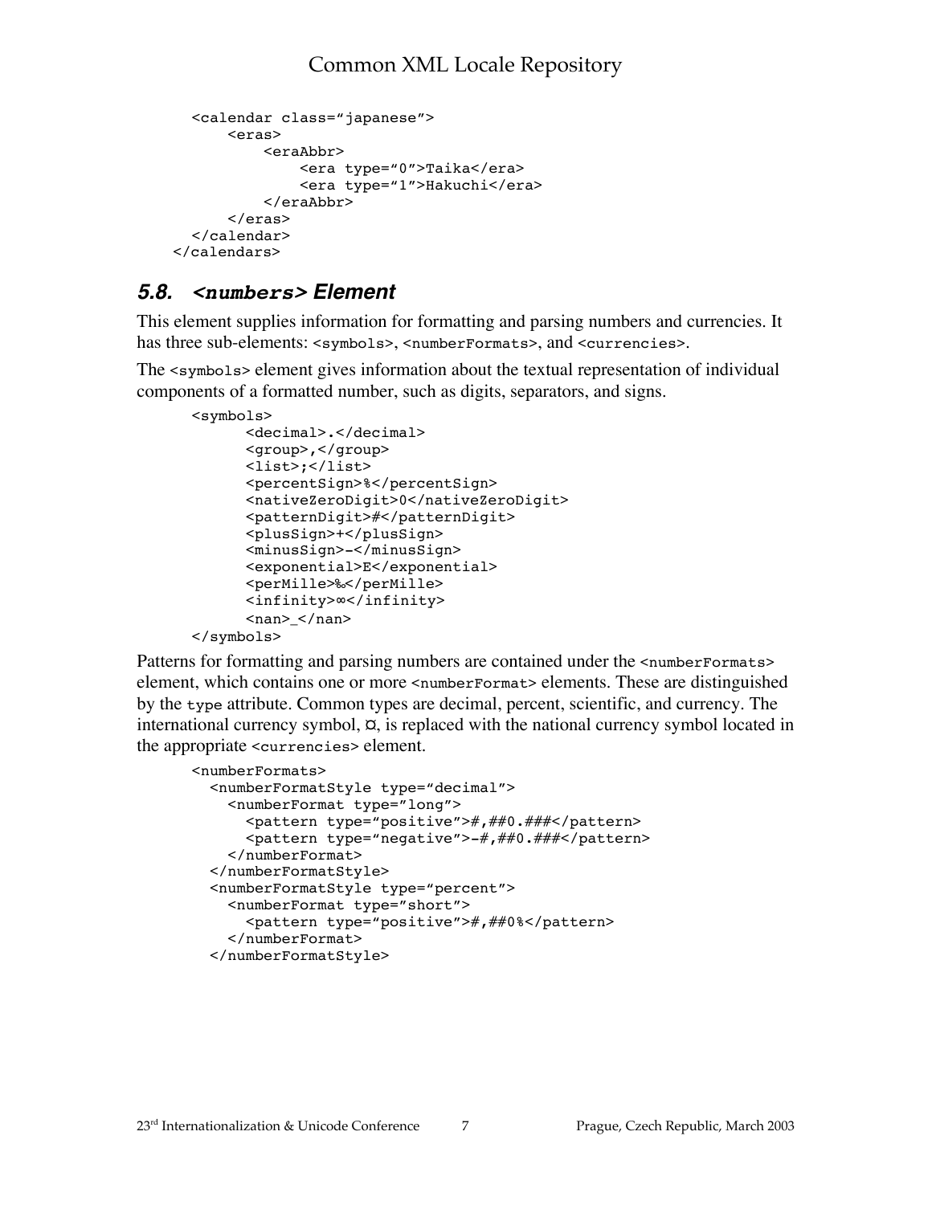```
    <calendar class="japanese">
        <eras>
            <eraAbbr>
                <era type="0">Taika</era>
                <era type="1">Hakuchi</era>
            </eraAbbr>
        </eras>
    </calendar>
</calendars>
```

### 5.8. `<numbers>` Element

This element supplies information for formatting and parsing numbers and currencies. It has three sub-elements: `<symbols>`, `<numberFormats>`, and `<currencies>`.

The `<symbols>` element gives information about the textual representation of individual components of a formatted number, such as digits, separators, and signs.

```
<symbols>
      <decimal>.</decimal>
      <group>,</group>
      <list>;</list>
      <percentSign>%</percentSign>
      <nativeZeroDigit>0</nativeZeroDigit>
      <patternDigit>#</patternDigit>
      <plusSign>+</plusSign>
      <minusSign>-</minusSign>
      <exponential>E</exponential>
      <perMille>‰</perMille>
      <infinity>∞</infinity>
      <nan>_</nan>
</symbols>
```

Patterns for formatting and parsing numbers are contained under the `<numberFormats>` element, which contains one or more `<numberFormat>` elements. These are distinguished by the `type` attribute. Common types are decimal, percent, scientific, and currency. The international currency symbol, ¤, is replaced with the national currency symbol located in the appropriate `<currencies>` element.

```
<numberFormats>
  <numberFormatStyle type="decimal">
    <numberFormat type="long">
      <pattern type="positive">#,##0.###</pattern>
      <pattern type="negative">-#,##0.###</pattern>
    </numberFormat>
  </numberFormatStyle>
  <numberFormatStyle type="percent">
    <numberFormat type="short">
      <pattern type="positive">#,##0%</pattern>
    </numberFormat>
  </numberFormatStyle>
```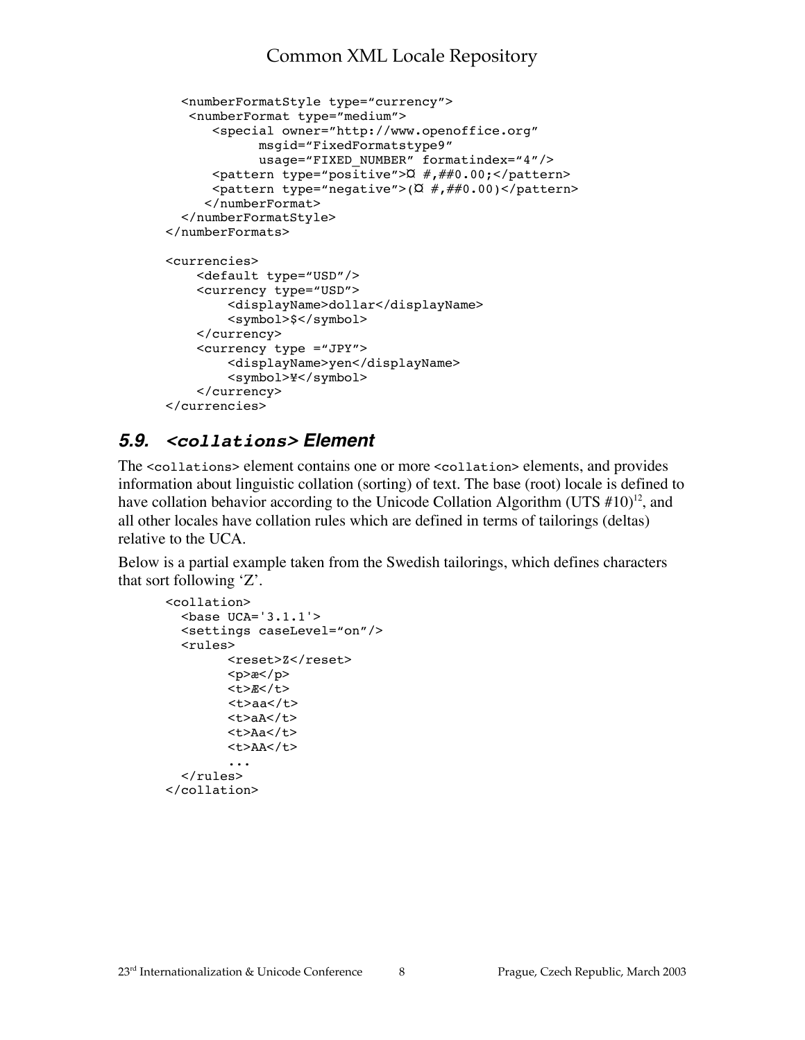```
  <numberFormatStyle type="currency">
   <numberFormat type="medium">
      <special owner="http://www.openoffice.org"
            msgid="FixedFormatstype9"
            usage="FIXED_NUMBER" formatindex="4"/>
      <pattern type="positive">¤ #,##0.00;</pattern>
      <pattern type="negative">(¤ #,##0.00)</pattern>
     </numberFormat>
  </numberFormatStyle>
</numberFormats>

<currencies>
    <default type="USD"/>
    <currency type="USD">
        <displayName>dollar</displayName>
        <symbol>$</symbol>
    </currency>
    <currency type ="JPY">
        <displayName>yen</displayName>
        <symbol>¥</symbol>
    </currency>
</currencies>
```

## 5.9. `<collations>` Element

The `<collations>` element contains one or more `<collation>` elements, and provides information about linguistic collation (sorting) of text. The base (root) locale is defined to have collation behavior according to the Unicode Collation Algorithm (UTS #10)[12], and all other locales have collation rules which are defined in terms of tailorings (deltas) relative to the UCA.

Below is a partial example taken from the Swedish tailorings, which defines characters that sort following 'Z'.

```
<collation>
  <base UCA='3.1.1'>
  <settings caseLevel="on"/>
  <rules>
        <reset>Z</reset>
        <p>æ</p>
        <t>Æ</t>
        <t>aa</t>
        <t>aA</t>
        <t>Aa</t>
        <t>AA</t>
        ...
  </rules>
</collation>
```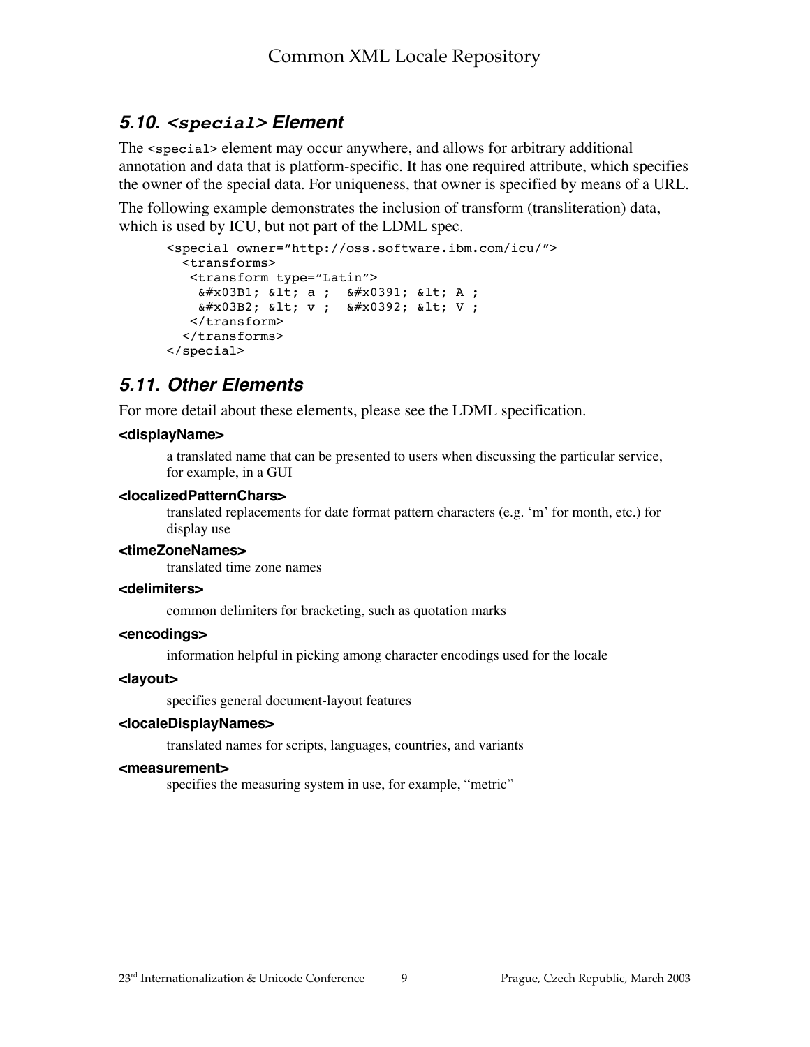## 5.10. `<special>` Element

The `<special>` element may occur anywhere, and allows for arbitrary additional annotation and data that is platform-specific. It has one required attribute, which specifies the owner of the special data. For uniqueness, that owner is specified by means of a URL.

The following example demonstrates the inclusion of transform (transliteration) data, which is used by ICU, but not part of the LDML spec.

```
<special owner="http://oss.software.ibm.com/icu/">
  <transforms>
   <transform type="Latin">
    &#x03B1; &lt; a ;  &#x0391; &lt; A ;
    &#x03B2; &lt; v ;  &#x0392; &lt; V ;
   </transform>
  </transforms>
</special>
```

## 5.11. Other Elements

For more detail about these elements, please see the LDML specification.

**<displayName>**

a translated name that can be presented to users when discussing the particular service, for example, in a GUI

**<localizedPatternChars>**

translated replacements for date format pattern characters (e.g. 'm' for month, etc.) for display use

**<timeZoneNames>**

translated time zone names

**<delimiters>**

common delimiters for bracketing, such as quotation marks

**<encodings>**

information helpful in picking among character encodings used for the locale

**<layout>**

specifies general document-layout features

**<localeDisplayNames>**

translated names for scripts, languages, countries, and variants

**<measurement>**

specifies the measuring system in use, for example, "metric"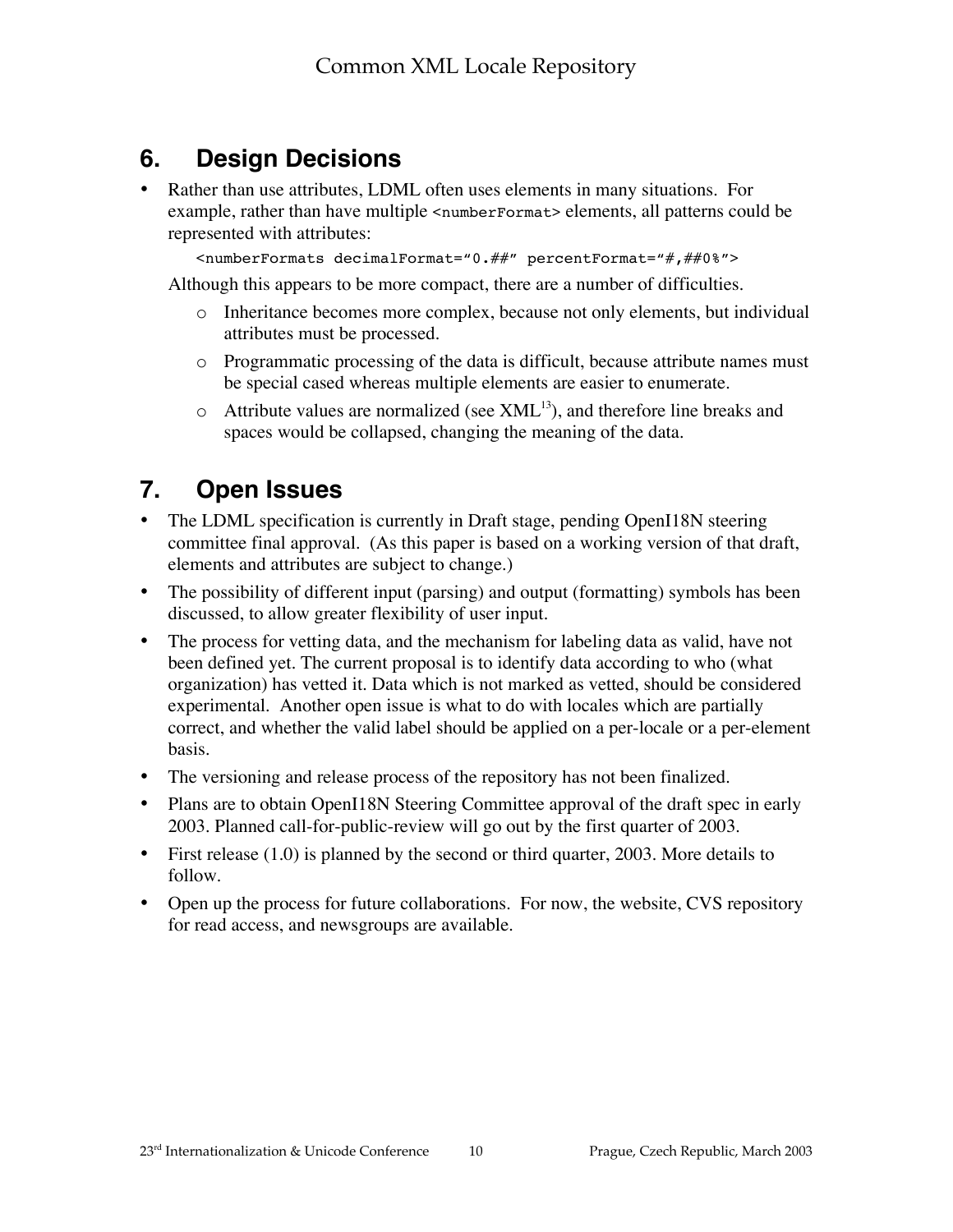## 6. Design Decisions

- Rather than use attributes, LDML often uses elements in many situations. For example, rather than have multiple `<numberFormat>` elements, all patterns could be represented with attributes:

  ```
  <numberFormats decimalFormat="0.##" percentFormat="#,##0%">
  ```

  Although this appears to be more compact, there are a number of difficulties.

  - Inheritance becomes more complex, because not only elements, but individual attributes must be processed.
  - Programmatic processing of the data is difficult, because attribute names must be special cased whereas multiple elements are easier to enumerate.
  - Attribute values are normalized (see XML[13]), and therefore line breaks and spaces would be collapsed, changing the meaning of the data.

## 7. Open Issues

- The LDML specification is currently in Draft stage, pending OpenI18N steering committee final approval. (As this paper is based on a working version of that draft, elements and attributes are subject to change.)
- The possibility of different input (parsing) and output (formatting) symbols has been discussed, to allow greater flexibility of user input.
- The process for vetting data, and the mechanism for labeling data as valid, have not been defined yet. The current proposal is to identify data according to who (what organization) has vetted it. Data which is not marked as vetted, should be considered experimental. Another open issue is what to do with locales which are partially correct, and whether the valid label should be applied on a per-locale or a per-element basis.
- The versioning and release process of the repository has not been finalized.
- Plans are to obtain OpenI18N Steering Committee approval of the draft spec in early 2003. Planned call-for-public-review will go out by the first quarter of 2003.
- First release (1.0) is planned by the second or third quarter, 2003. More details to follow.
- Open up the process for future collaborations. For now, the website, CVS repository for read access, and newsgroups are available.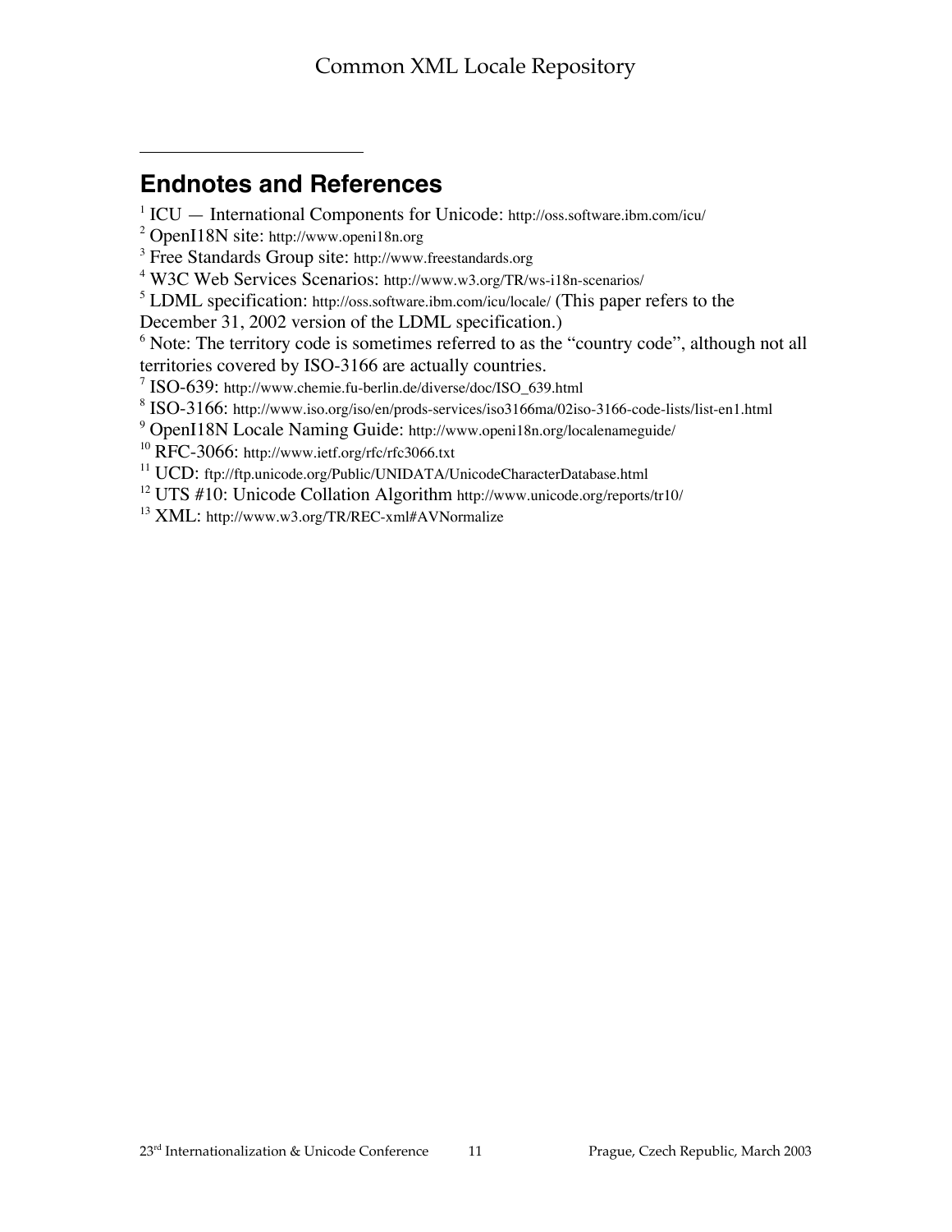## Endnotes and References

[1] ICU — International Components for Unicode: http://oss.software.ibm.com/icu/

[2] OpenI18N site: http://www.openi18n.org

[3] Free Standards Group site: http://www.freestandards.org

[4] W3C Web Services Scenarios: http://www.w3.org/TR/ws-i18n-scenarios/

[5] LDML specification: http://oss.software.ibm.com/icu/locale/ (This paper refers to the December 31, 2002 version of the LDML specification.)

[6] Note: The territory code is sometimes referred to as the "country code", although not all territories covered by ISO-3166 are actually countries.

[7] ISO-639: http://www.chemie.fu-berlin.de/diverse/doc/ISO_639.html

[8] ISO-3166: http://www.iso.org/iso/en/prods-services/iso3166ma/02iso-3166-code-lists/list-en1.html

[9] OpenI18N Locale Naming Guide: http://www.openi18n.org/localenameguide/

[10] RFC-3066: http://www.ietf.org/rfc/rfc3066.txt

[11] UCD: ftp://ftp.unicode.org/Public/UNIDATA/UnicodeCharacterDatabase.html

[12] UTS #10: Unicode Collation Algorithm http://www.unicode.org/reports/tr10/

[13] XML: http://www.w3.org/TR/REC-xml#AVNormalize